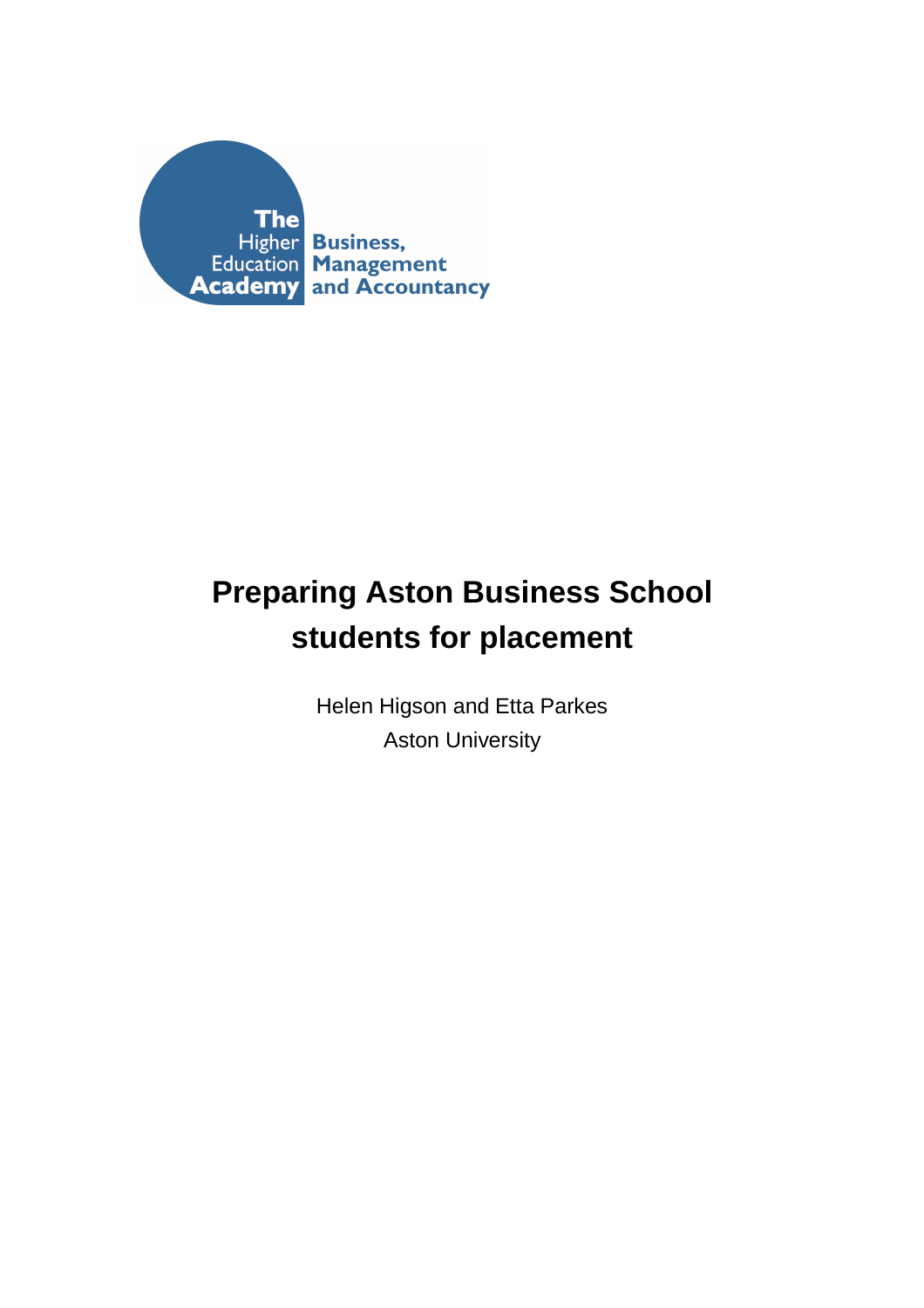The Higher Education Academy

Business, Management and Accountancy

# Preparing Aston Business School students for placement

Helen Higson and Etta Parkes

Aston University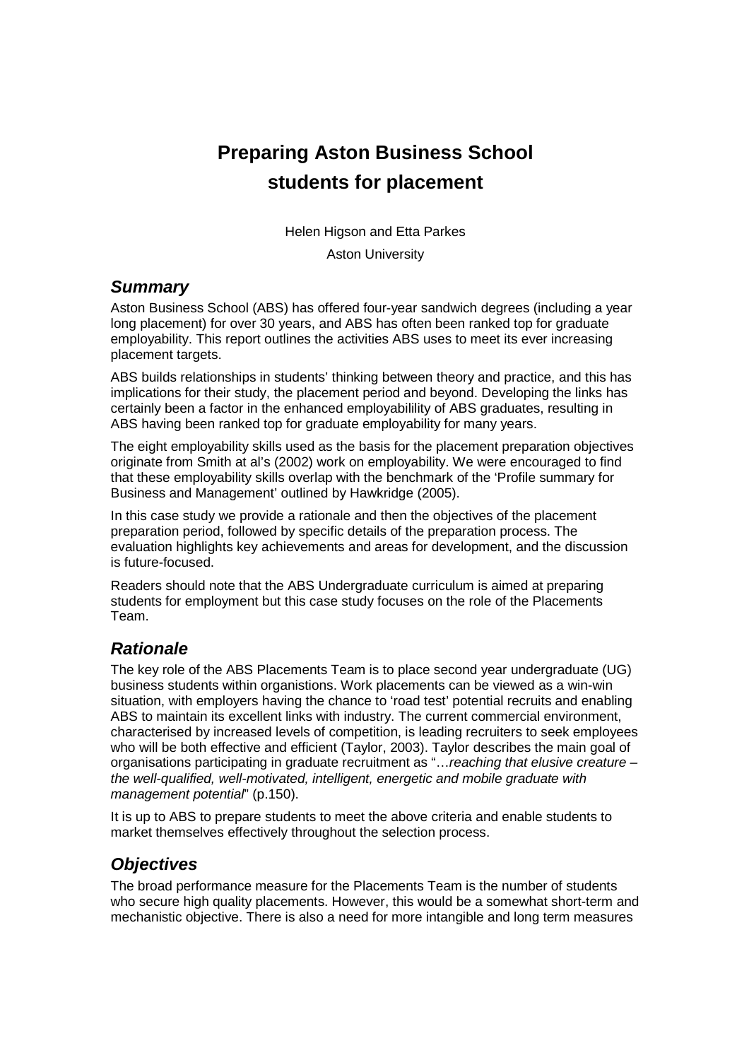# Preparing Aston Business School students for placement

Helen Higson and Etta Parkes

Aston University

## *Summary*

Aston Business School (ABS) has offered four-year sandwich degrees (including a year long placement) for over 30 years, and ABS has often been ranked top for graduate employability. This report outlines the activities ABS uses to meet its ever increasing placement targets.

ABS builds relationships in students' thinking between theory and practice, and this has implications for their study, the placement period and beyond. Developing the links has certainly been a factor in the enhanced employabilility of ABS graduates, resulting in ABS having been ranked top for graduate employability for many years.

The eight employability skills used as the basis for the placement preparation objectives originate from Smith at al's (2002) work on employability. We were encouraged to find that these employability skills overlap with the benchmark of the 'Profile summary for Business and Management' outlined by Hawkridge (2005).

In this case study we provide a rationale and then the objectives of the placement preparation period, followed by specific details of the preparation process. The evaluation highlights key achievements and areas for development, and the discussion is future-focused.

Readers should note that the ABS Undergraduate curriculum is aimed at preparing students for employment but this case study focuses on the role of the Placements Team.

## *Rationale*

The key role of the ABS Placements Team is to place second year undergraduate (UG) business students within organistions. Work placements can be viewed as a win-win situation, with employers having the chance to 'road test' potential recruits and enabling ABS to maintain its excellent links with industry. The current commercial environment, characterised by increased levels of competition, is leading recruiters to seek employees who will be both effective and efficient (Taylor, 2003). Taylor describes the main goal of organisations participating in graduate recruitment as "…*reaching that elusive creature – the well-qualified, well-motivated, intelligent, energetic and mobile graduate with management potential*" (p.150).

It is up to ABS to prepare students to meet the above criteria and enable students to market themselves effectively throughout the selection process.

## *Objectives*

The broad performance measure for the Placements Team is the number of students who secure high quality placements. However, this would be a somewhat short-term and mechanistic objective. There is also a need for more intangible and long term measures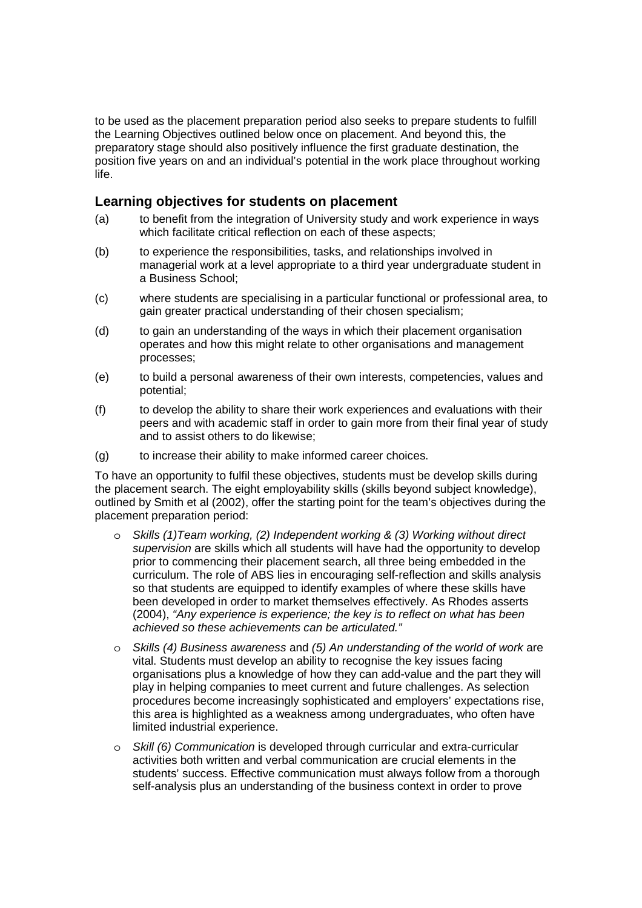to be used as the placement preparation period also seeks to prepare students to fulfill the Learning Objectives outlined below once on placement. And beyond this, the preparatory stage should also positively influence the first graduate destination, the position five years on and an individual's potential in the work place throughout working life.

## Learning objectives for students on placement

(a) to benefit from the integration of University study and work experience in ways which facilitate critical reflection on each of these aspects;

(b) to experience the responsibilities, tasks, and relationships involved in managerial work at a level appropriate to a third year undergraduate student in a Business School;

(c) where students are specialising in a particular functional or professional area, to gain greater practical understanding of their chosen specialism;

(d) to gain an understanding of the ways in which their placement organisation operates and how this might relate to other organisations and management processes;

(e) to build a personal awareness of their own interests, competencies, values and potential;

(f) to develop the ability to share their work experiences and evaluations with their peers and with academic staff in order to gain more from their final year of study and to assist others to do likewise;

(g) to increase their ability to make informed career choices.

To have an opportunity to fulfil these objectives, students must be develop skills during the placement search. The eight employability skills (skills beyond subject knowledge), outlined by Smith et al (2002), offer the starting point for the team's objectives during the placement preparation period:

- *Skills (1)Team working, (2) Independent working & (3) Working without direct supervision* are skills which all students will have had the opportunity to develop prior to commencing their placement search, all three being embedded in the curriculum. The role of ABS lies in encouraging self-reflection and skills analysis so that students are equipped to identify examples of where these skills have been developed in order to market themselves effectively. As Rhodes asserts (2004), *"Any experience is experience; the key is to reflect on what has been achieved so these achievements can be articulated."*
- *Skills (4) Business awareness* and *(5) An understanding of the world of work* are vital. Students must develop an ability to recognise the key issues facing organisations plus a knowledge of how they can add-value and the part they will play in helping companies to meet current and future challenges. As selection procedures become increasingly sophisticated and employers' expectations rise, this area is highlighted as a weakness among undergraduates, who often have limited industrial experience.
- *Skill (6) Communication* is developed through curricular and extra-curricular activities both written and verbal communication are crucial elements in the students' success. Effective communication must always follow from a thorough self-analysis plus an understanding of the business context in order to prove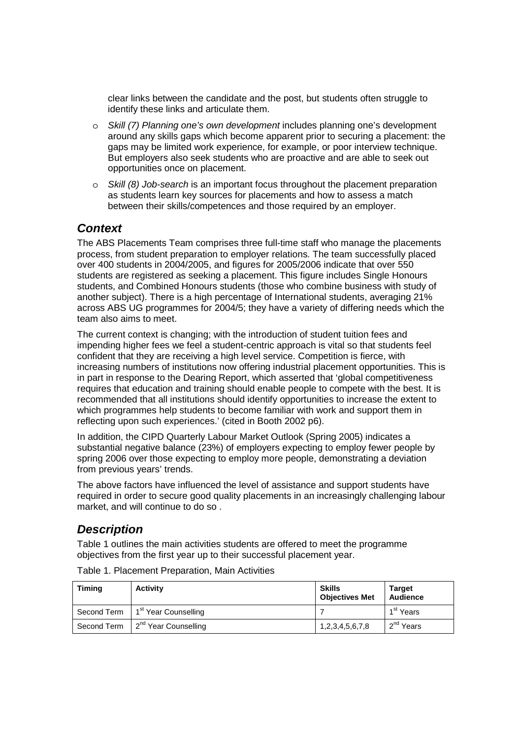clear links between the candidate and the post, but students often struggle to identify these links and articulate them.

- *Skill (7) Planning one's own development* includes planning one's development around any skills gaps which become apparent prior to securing a placement: the gaps may be limited work experience, for example, or poor interview technique. But employers also seek students who are proactive and are able to seek out opportunities once on placement.
- *Skill (8) Job-search* is an important focus throughout the placement preparation as students learn key sources for placements and how to assess a match between their skills/competences and those required by an employer.

## *Context*

The ABS Placements Team comprises three full-time staff who manage the placements process, from student preparation to employer relations. The team successfully placed over 400 students in 2004/2005, and figures for 2005/2006 indicate that over 550 students are registered as seeking a placement. This figure includes Single Honours students, and Combined Honours students (those who combine business with study of another subject). There is a high percentage of International students, averaging 21% across ABS UG programmes for 2004/5; they have a variety of differing needs which the team also aims to meet.

The current context is changing; with the introduction of student tuition fees and impending higher fees we feel a student-centric approach is vital so that students feel confident that they are receiving a high level service. Competition is fierce, with increasing numbers of institutions now offering industrial placement opportunities. This is in part in response to the Dearing Report, which asserted that 'global competitiveness requires that education and training should enable people to compete with the best. It is recommended that all institutions should identify opportunities to increase the extent to which programmes help students to become familiar with work and support them in reflecting upon such experiences.' (cited in Booth 2002 p6).

In addition, the CIPD Quarterly Labour Market Outlook (Spring 2005) indicates a substantial negative balance (23%) of employers expecting to employ fewer people by spring 2006 over those expecting to employ more people, demonstrating a deviation from previous years' trends.

The above factors have influenced the level of assistance and support students have required in order to secure good quality placements in an increasingly challenging labour market, and will continue to do so .

## *Description*

Table 1 outlines the main activities students are offered to meet the programme objectives from the first year up to their successful placement year.

Table 1. Placement Preparation, Main Activities

| Timing | Activity | Skills Objectives Met | Target Audience |
|---|---|---|---|
| Second Term | 1st Year Counselling | 7 | 1st Years |
| Second Term | 2nd Year Counselling | 1,2,3,4,5,6,7,8 | 2nd Years |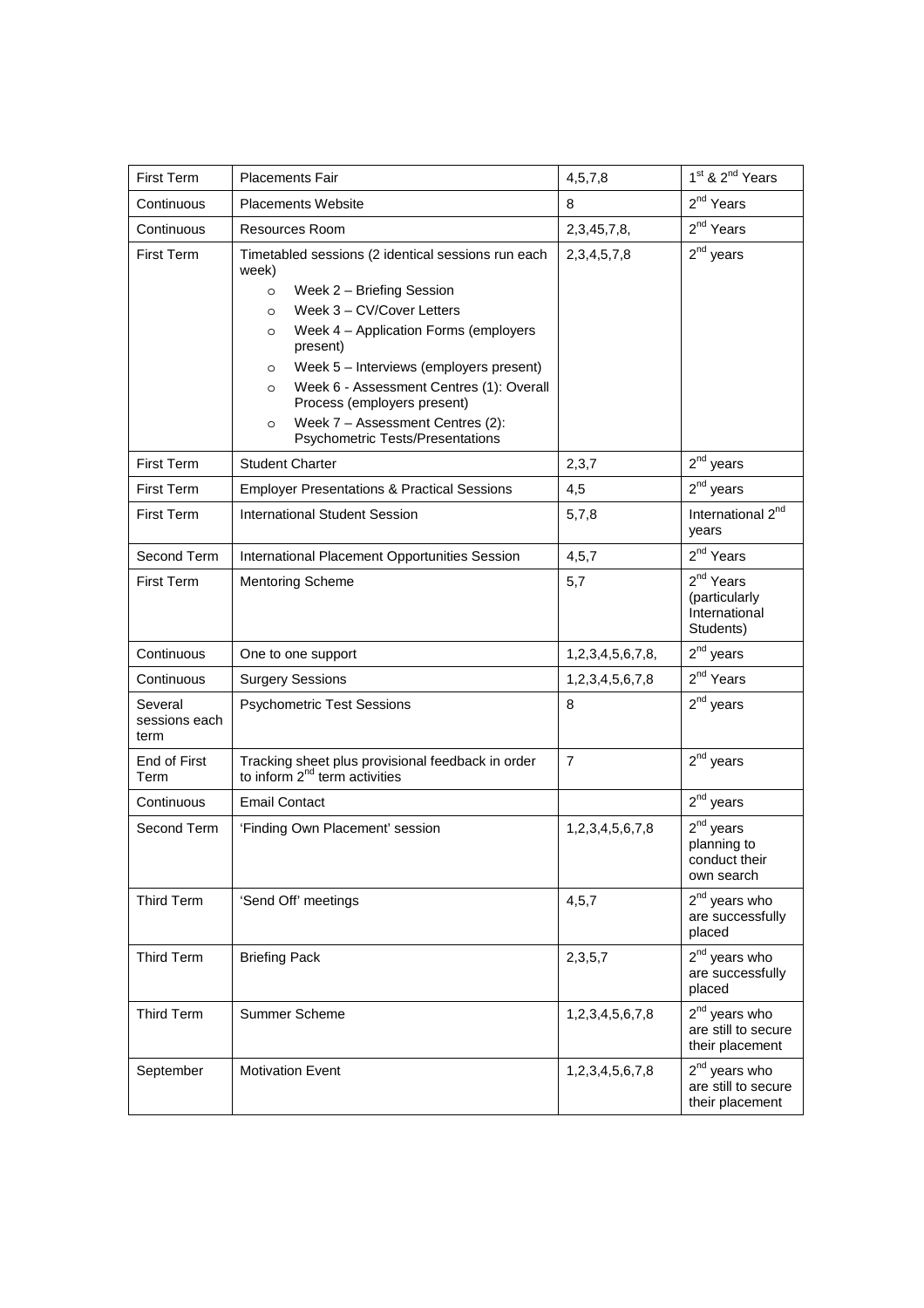| First Term | Placements Fair | 4,5,7,8 | 1st & 2nd Years |
|---|---|---|---|
| Continuous | Placements Website | 8 | 2nd Years |
| Continuous | Resources Room | 2,3,45,7,8, | 2nd Years |
| First Term | Timetabled sessions (2 identical sessions run each week)<br>o Week 2 – Briefing Session<br>o Week 3 – CV/Cover Letters<br>o Week 4 – Application Forms (employers present)<br>o Week 5 – Interviews (employers present)<br>o Week 6 - Assessment Centres (1): Overall Process (employers present)<br>o Week 7 – Assessment Centres (2): Psychometric Tests/Presentations | 2,3,4,5,7,8 | 2nd years |
| First Term | Student Charter | 2,3,7 | 2nd years |
| First Term | Employer Presentations & Practical Sessions | 4,5 | 2nd years |
| First Term | International Student Session | 5,7,8 | International 2nd years |
| Second Term | International Placement Opportunities Session | 4,5,7 | 2nd Years |
| First Term | Mentoring Scheme | 5,7 | 2nd Years (particularly International Students) |
| Continuous | One to one support | 1,2,3,4,5,6,7,8, | 2nd years |
| Continuous | Surgery Sessions | 1,2,3,4,5,6,7,8 | 2nd Years |
| Several sessions each term | Psychometric Test Sessions | 8 | 2nd years |
| End of First Term | Tracking sheet plus provisional feedback in order to inform 2nd term activities | 7 | 2nd years |
| Continuous | Email Contact | | 2nd years |
| Second Term | 'Finding Own Placement' session | 1,2,3,4,5,6,7,8 | 2nd years planning to conduct their own search |
| Third Term | 'Send Off' meetings | 4,5,7 | 2nd years who are successfully placed |
| Third Term | Briefing Pack | 2,3,5,7 | 2nd years who are successfully placed |
| Third Term | Summer Scheme | 1,2,3,4,5,6,7,8 | 2nd years who are still to secure their placement |
| September | Motivation Event | 1,2,3,4,5,6,7,8 | 2nd years who are still to secure their placement |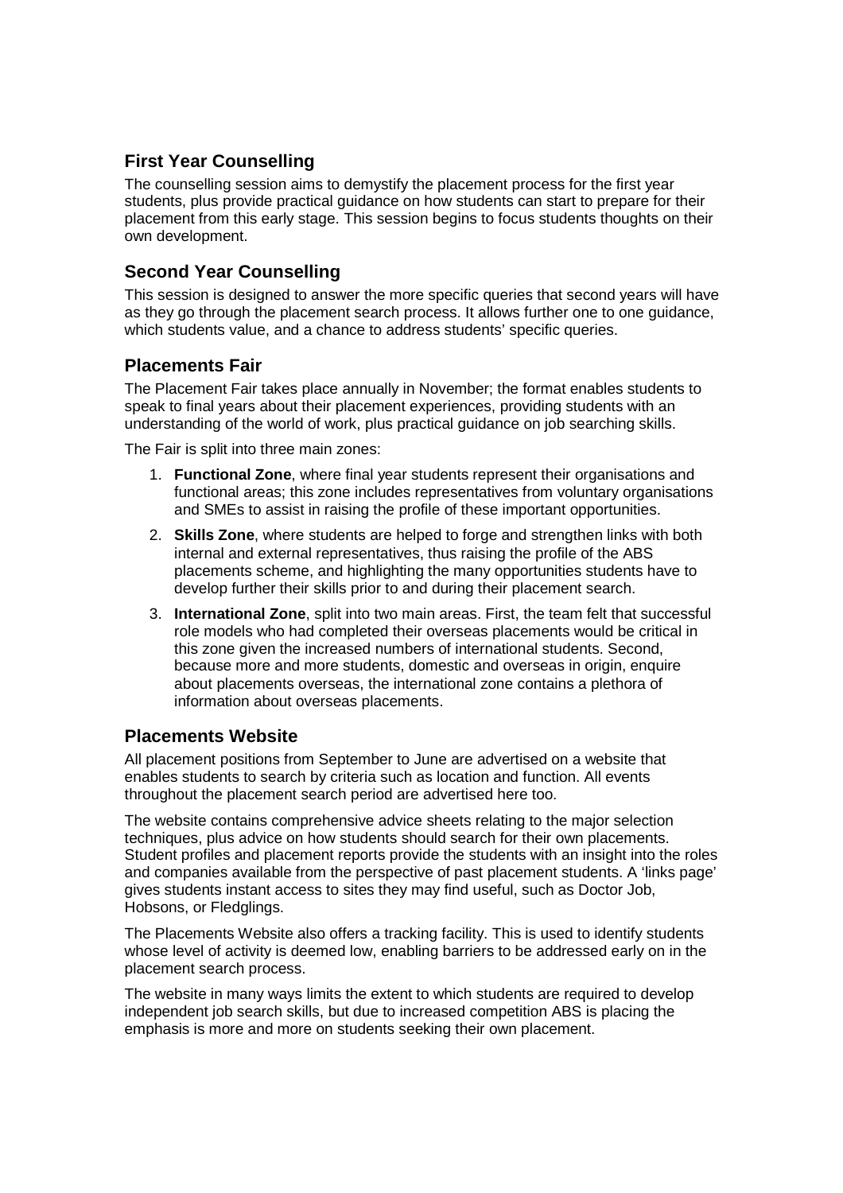## First Year Counselling

The counselling session aims to demystify the placement process for the first year students, plus provide practical guidance on how students can start to prepare for their placement from this early stage. This session begins to focus students thoughts on their own development.

## Second Year Counselling

This session is designed to answer the more specific queries that second years will have as they go through the placement search process. It allows further one to one guidance, which students value, and a chance to address students' specific queries.

## Placements Fair

The Placement Fair takes place annually in November; the format enables students to speak to final years about their placement experiences, providing students with an understanding of the world of work, plus practical guidance on job searching skills.

The Fair is split into three main zones:

1. **Functional Zone**, where final year students represent their organisations and functional areas; this zone includes representatives from voluntary organisations and SMEs to assist in raising the profile of these important opportunities.
2. **Skills Zone**, where students are helped to forge and strengthen links with both internal and external representatives, thus raising the profile of the ABS placements scheme, and highlighting the many opportunities students have to develop further their skills prior to and during their placement search.
3. **International Zone**, split into two main areas. First, the team felt that successful role models who had completed their overseas placements would be critical in this zone given the increased numbers of international students. Second, because more and more students, domestic and overseas in origin, enquire about placements overseas, the international zone contains a plethora of information about overseas placements.

## Placements Website

All placement positions from September to June are advertised on a website that enables students to search by criteria such as location and function. All events throughout the placement search period are advertised here too.

The website contains comprehensive advice sheets relating to the major selection techniques, plus advice on how students should search for their own placements. Student profiles and placement reports provide the students with an insight into the roles and companies available from the perspective of past placement students. A 'links page' gives students instant access to sites they may find useful, such as Doctor Job, Hobsons, or Fledglings.

The Placements Website also offers a tracking facility. This is used to identify students whose level of activity is deemed low, enabling barriers to be addressed early on in the placement search process.

The website in many ways limits the extent to which students are required to develop independent job search skills, but due to increased competition ABS is placing the emphasis is more and more on students seeking their own placement.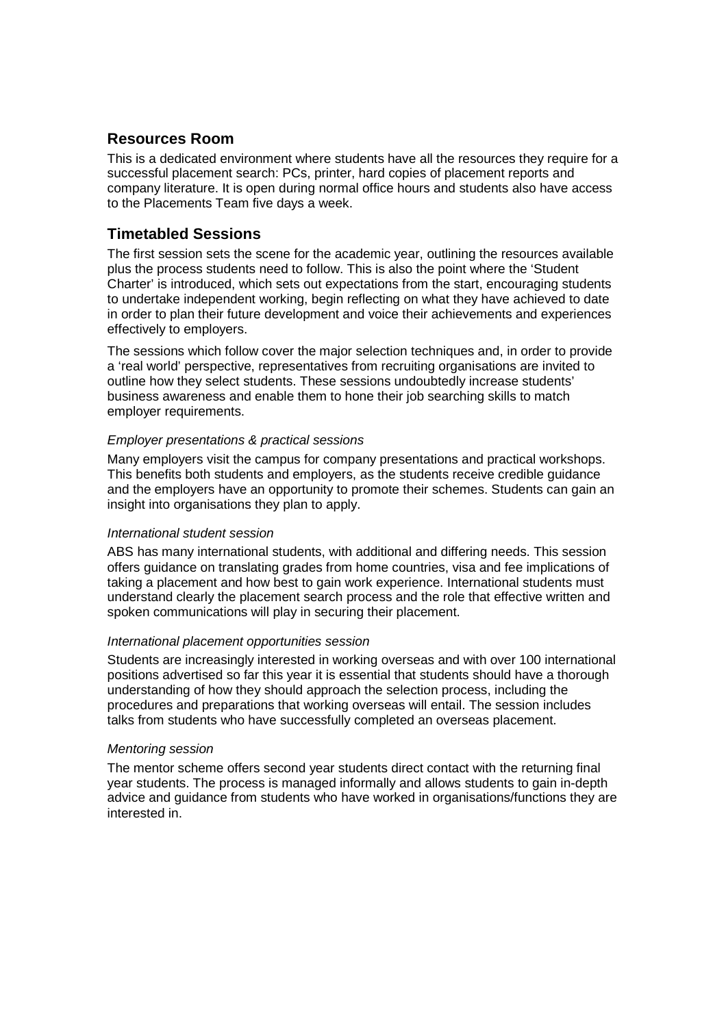## Resources Room

This is a dedicated environment where students have all the resources they require for a successful placement search: PCs, printer, hard copies of placement reports and company literature. It is open during normal office hours and students also have access to the Placements Team five days a week.

## Timetabled Sessions

The first session sets the scene for the academic year, outlining the resources available plus the process students need to follow. This is also the point where the 'Student Charter' is introduced, which sets out expectations from the start, encouraging students to undertake independent working, begin reflecting on what they have achieved to date in order to plan their future development and voice their achievements and experiences effectively to employers.

The sessions which follow cover the major selection techniques and, in order to provide a 'real world' perspective, representatives from recruiting organisations are invited to outline how they select students. These sessions undoubtedly increase students' business awareness and enable them to hone their job searching skills to match employer requirements.

*Employer presentations & practical sessions*

Many employers visit the campus for company presentations and practical workshops. This benefits both students and employers, as the students receive credible guidance and the employers have an opportunity to promote their schemes. Students can gain an insight into organisations they plan to apply.

*International student session*

ABS has many international students, with additional and differing needs. This session offers guidance on translating grades from home countries, visa and fee implications of taking a placement and how best to gain work experience. International students must understand clearly the placement search process and the role that effective written and spoken communications will play in securing their placement.

*International placement opportunities session*

Students are increasingly interested in working overseas and with over 100 international positions advertised so far this year it is essential that students should have a thorough understanding of how they should approach the selection process, including the procedures and preparations that working overseas will entail. The session includes talks from students who have successfully completed an overseas placement.

*Mentoring session*

The mentor scheme offers second year students direct contact with the returning final year students. The process is managed informally and allows students to gain in-depth advice and guidance from students who have worked in organisations/functions they are interested in.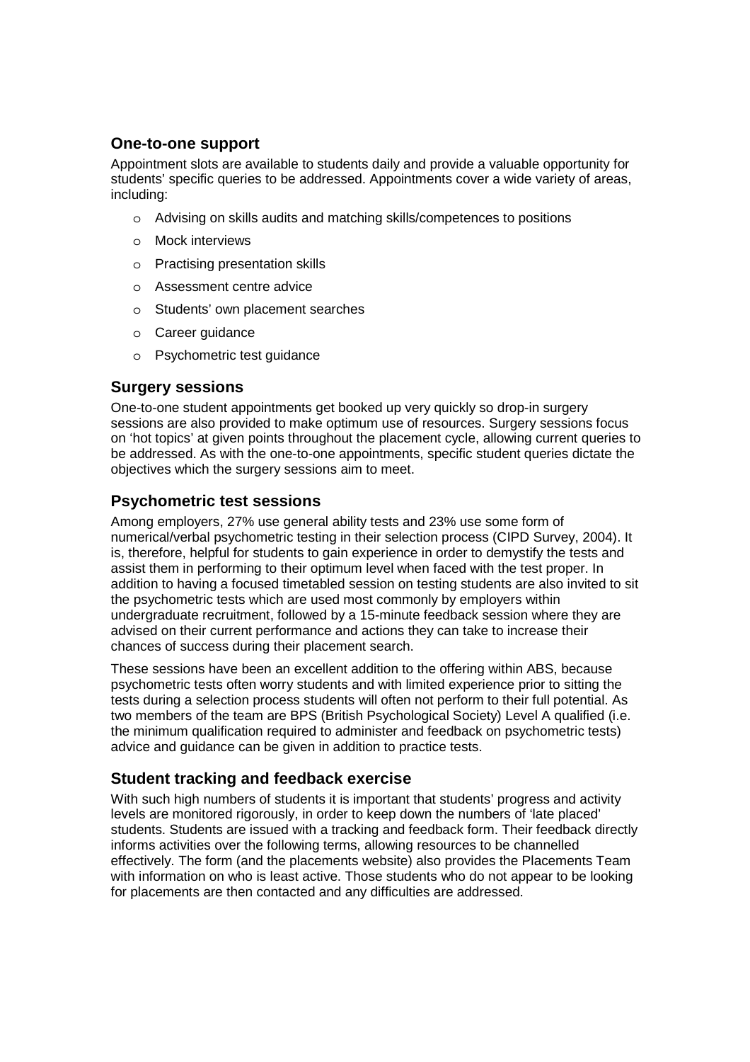## One-to-one support

Appointment slots are available to students daily and provide a valuable opportunity for students' specific queries to be addressed. Appointments cover a wide variety of areas, including:

- Advising on skills audits and matching skills/competences to positions
- Mock interviews
- Practising presentation skills
- Assessment centre advice
- Students' own placement searches
- Career guidance
- Psychometric test guidance

## Surgery sessions

One-to-one student appointments get booked up very quickly so drop-in surgery sessions are also provided to make optimum use of resources. Surgery sessions focus on 'hot topics' at given points throughout the placement cycle, allowing current queries to be addressed. As with the one-to-one appointments, specific student queries dictate the objectives which the surgery sessions aim to meet.

## Psychometric test sessions

Among employers, 27% use general ability tests and 23% use some form of numerical/verbal psychometric testing in their selection process (CIPD Survey, 2004). It is, therefore, helpful for students to gain experience in order to demystify the tests and assist them in performing to their optimum level when faced with the test proper. In addition to having a focused timetabled session on testing students are also invited to sit the psychometric tests which are used most commonly by employers within undergraduate recruitment, followed by a 15-minute feedback session where they are advised on their current performance and actions they can take to increase their chances of success during their placement search.

These sessions have been an excellent addition to the offering within ABS, because psychometric tests often worry students and with limited experience prior to sitting the tests during a selection process students will often not perform to their full potential. As two members of the team are BPS (British Psychological Society) Level A qualified (i.e. the minimum qualification required to administer and feedback on psychometric tests) advice and guidance can be given in addition to practice tests.

## Student tracking and feedback exercise

With such high numbers of students it is important that students' progress and activity levels are monitored rigorously, in order to keep down the numbers of 'late placed' students. Students are issued with a tracking and feedback form. Their feedback directly informs activities over the following terms, allowing resources to be channelled effectively. The form (and the placements website) also provides the Placements Team with information on who is least active. Those students who do not appear to be looking for placements are then contacted and any difficulties are addressed.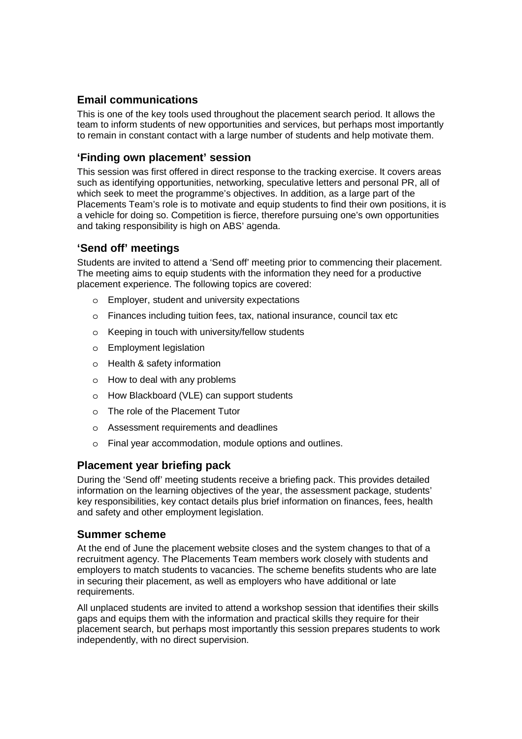### Email communications

This is one of the key tools used throughout the placement search period. It allows the team to inform students of new opportunities and services, but perhaps most importantly to remain in constant contact with a large number of students and help motivate them.

### 'Finding own placement' session

This session was first offered in direct response to the tracking exercise. It covers areas such as identifying opportunities, networking, speculative letters and personal PR, all of which seek to meet the programme's objectives. In addition, as a large part of the Placements Team's role is to motivate and equip students to find their own positions, it is a vehicle for doing so. Competition is fierce, therefore pursuing one's own opportunities and taking responsibility is high on ABS' agenda.

### 'Send off' meetings

Students are invited to attend a 'Send off' meeting prior to commencing their placement. The meeting aims to equip students with the information they need for a productive placement experience. The following topics are covered:

- Employer, student and university expectations
- Finances including tuition fees, tax, national insurance, council tax etc
- Keeping in touch with university/fellow students
- Employment legislation
- Health & safety information
- How to deal with any problems
- How Blackboard (VLE) can support students
- The role of the Placement Tutor
- Assessment requirements and deadlines
- Final year accommodation, module options and outlines.

### Placement year briefing pack

During the 'Send off' meeting students receive a briefing pack. This provides detailed information on the learning objectives of the year, the assessment package, students' key responsibilities, key contact details plus brief information on finances, fees, health and safety and other employment legislation.

### Summer scheme

At the end of June the placement website closes and the system changes to that of a recruitment agency. The Placements Team members work closely with students and employers to match students to vacancies. The scheme benefits students who are late in securing their placement, as well as employers who have additional or late requirements.

All unplaced students are invited to attend a workshop session that identifies their skills gaps and equips them with the information and practical skills they require for their placement search, but perhaps most importantly this session prepares students to work independently, with no direct supervision.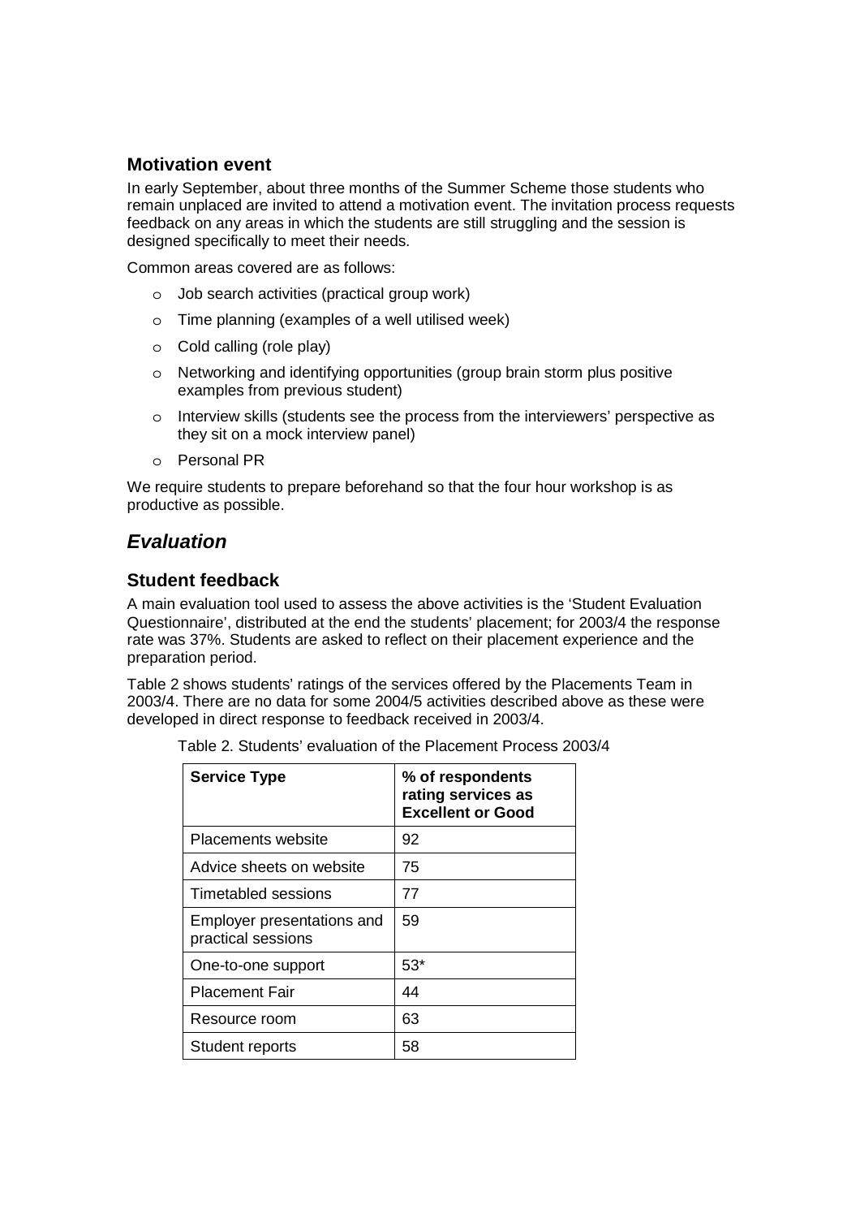### Motivation event

In early September, about three months of the Summer Scheme those students who remain unplaced are invited to attend a motivation event. The invitation process requests feedback on any areas in which the students are still struggling and the session is designed specifically to meet their needs.

Common areas covered are as follows:

- Job search activities (practical group work)
- Time planning (examples of a well utilised week)
- Cold calling (role play)
- Networking and identifying opportunities (group brain storm plus positive examples from previous student)
- Interview skills (students see the process from the interviewers' perspective as they sit on a mock interview panel)
- Personal PR

We require students to prepare beforehand so that the four hour workshop is as productive as possible.

## *Evaluation*

### Student feedback

A main evaluation tool used to assess the above activities is the 'Student Evaluation Questionnaire', distributed at the end the students' placement; for 2003/4 the response rate was 37%. Students are asked to reflect on their placement experience and the preparation period.

Table 2 shows students' ratings of the services offered by the Placements Team in 2003/4. There are no data for some 2004/5 activities described above as these were developed in direct response to feedback received in 2003/4.

Table 2. Students' evaluation of the Placement Process 2003/4

| Service Type | % of respondents rating services as Excellent or Good |
|---|---|
| Placements website | 92 |
| Advice sheets on website | 75 |
| Timetabled sessions | 77 |
| Employer presentations and practical sessions | 59 |
| One-to-one support | 53* |
| Placement Fair | 44 |
| Resource room | 63 |
| Student reports | 58 |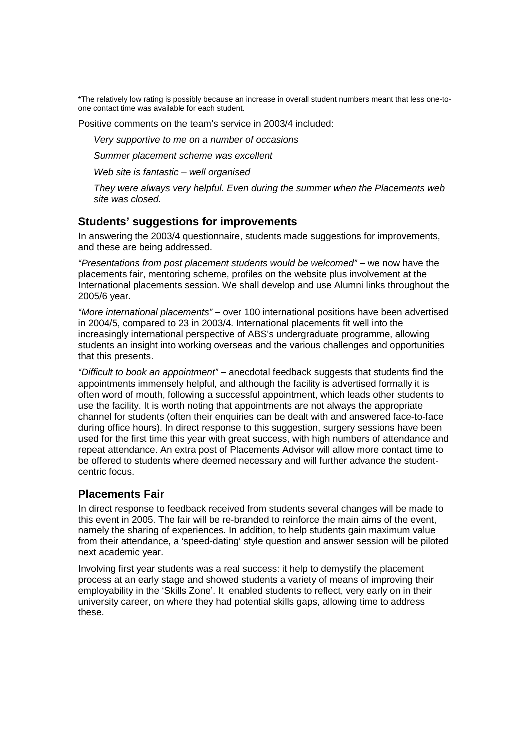*The relatively low rating is possibly because an increase in overall student numbers meant that less one-to-one contact time was available for each student.

Positive comments on the team's service in 2003/4 included:

*Very supportive to me on a number of occasions*

*Summer placement scheme was excellent*

*Web site is fantastic – well organised*

*They were always very helpful. Even during the summer when the Placements web site was closed.*

## Students' suggestions for improvements

In answering the 2003/4 questionnaire, students made suggestions for improvements, and these are being addressed.

*"Presentations from post placement students would be welcomed"* **–** we now have the placements fair, mentoring scheme, profiles on the website plus involvement at the International placements session. We shall develop and use Alumni links throughout the 2005/6 year.

*"More international placements"* **–** over 100 international positions have been advertised in 2004/5, compared to 23 in 2003/4. International placements fit well into the increasingly international perspective of ABS's undergraduate programme, allowing students an insight into working overseas and the various challenges and opportunities that this presents.

*"Difficult to book an appointment"* **–** anecdotal feedback suggests that students find the appointments immensely helpful, and although the facility is advertised formally it is often word of mouth, following a successful appointment, which leads other students to use the facility. It is worth noting that appointments are not always the appropriate channel for students (often their enquiries can be dealt with and answered face-to-face during office hours). In direct response to this suggestion, surgery sessions have been used for the first time this year with great success, with high numbers of attendance and repeat attendance. An extra post of Placements Advisor will allow more contact time to be offered to students where deemed necessary and will further advance the student-centric focus.

## Placements Fair

In direct response to feedback received from students several changes will be made to this event in 2005. The fair will be re-branded to reinforce the main aims of the event, namely the sharing of experiences. In addition, to help students gain maximum value from their attendance, a 'speed-dating' style question and answer session will be piloted next academic year.

Involving first year students was a real success: it help to demystify the placement process at an early stage and showed students a variety of means of improving their employability in the 'Skills Zone'. It enabled students to reflect, very early on in their university career, on where they had potential skills gaps, allowing time to address these.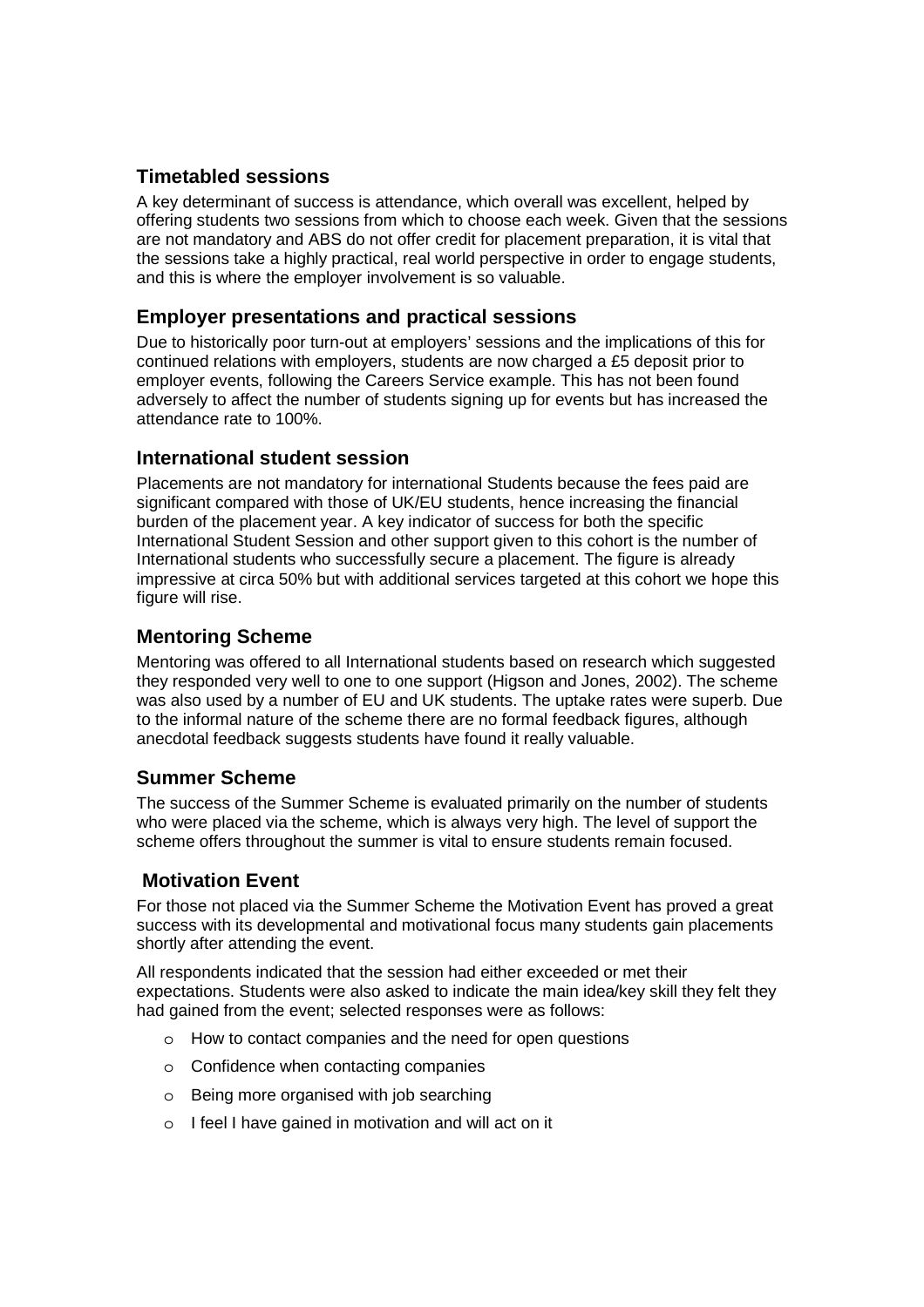### Timetabled sessions

A key determinant of success is attendance, which overall was excellent, helped by offering students two sessions from which to choose each week. Given that the sessions are not mandatory and ABS do not offer credit for placement preparation, it is vital that the sessions take a highly practical, real world perspective in order to engage students, and this is where the employer involvement is so valuable.

### Employer presentations and practical sessions

Due to historically poor turn-out at employers' sessions and the implications of this for continued relations with employers, students are now charged a £5 deposit prior to employer events, following the Careers Service example. This has not been found adversely to affect the number of students signing up for events but has increased the attendance rate to 100%.

### International student session

Placements are not mandatory for international Students because the fees paid are significant compared with those of UK/EU students, hence increasing the financial burden of the placement year. A key indicator of success for both the specific International Student Session and other support given to this cohort is the number of International students who successfully secure a placement. The figure is already impressive at circa 50% but with additional services targeted at this cohort we hope this figure will rise.

### Mentoring Scheme

Mentoring was offered to all International students based on research which suggested they responded very well to one to one support (Higson and Jones, 2002). The scheme was also used by a number of EU and UK students. The uptake rates were superb. Due to the informal nature of the scheme there are no formal feedback figures, although anecdotal feedback suggests students have found it really valuable.

### Summer Scheme

The success of the Summer Scheme is evaluated primarily on the number of students who were placed via the scheme, which is always very high. The level of support the scheme offers throughout the summer is vital to ensure students remain focused.

### Motivation Event

For those not placed via the Summer Scheme the Motivation Event has proved a great success with its developmental and motivational focus many students gain placements shortly after attending the event.

All respondents indicated that the session had either exceeded or met their expectations. Students were also asked to indicate the main idea/key skill they felt they had gained from the event; selected responses were as follows:

- How to contact companies and the need for open questions
- Confidence when contacting companies
- Being more organised with job searching
- I feel I have gained in motivation and will act on it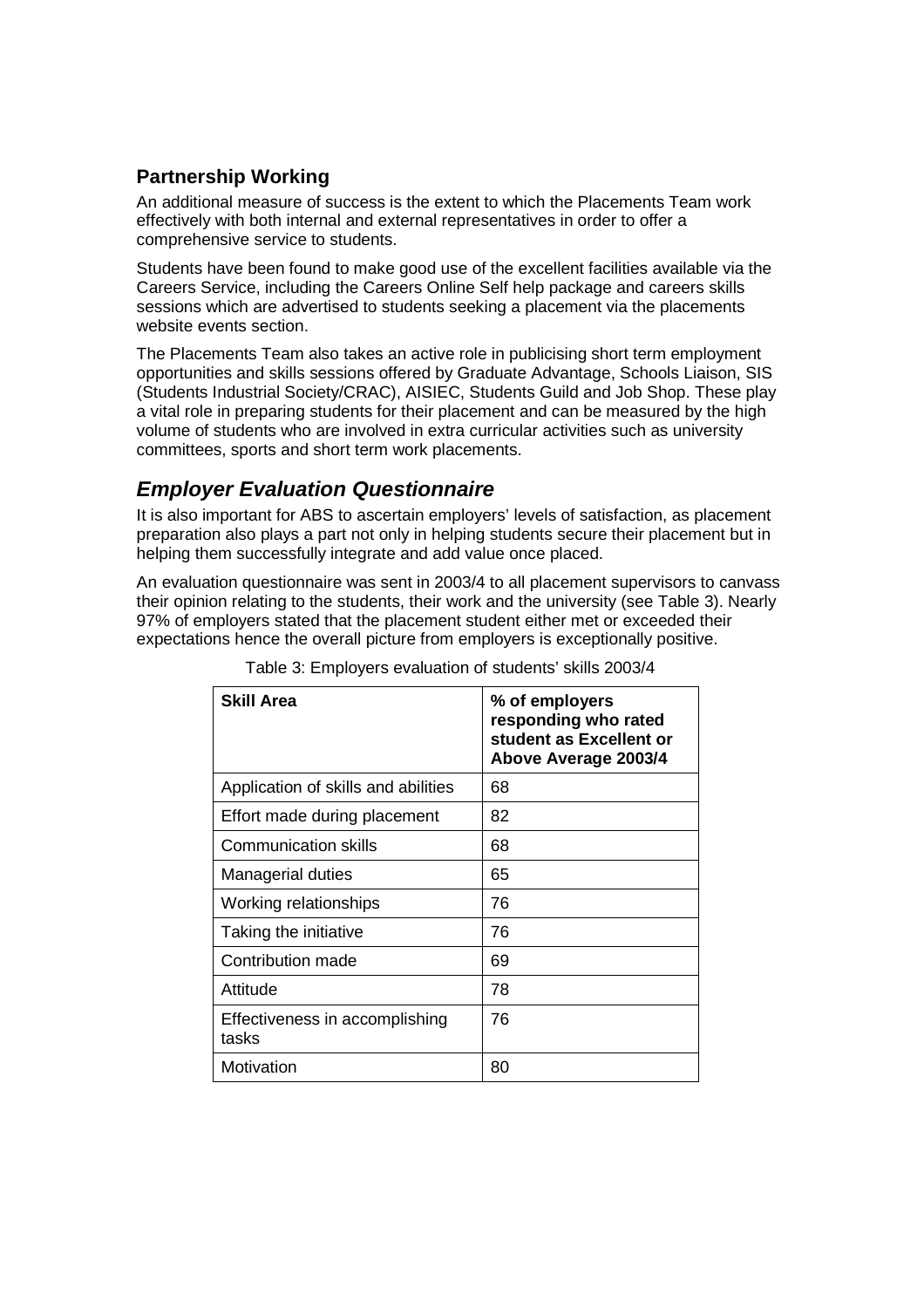## Partnership Working

An additional measure of success is the extent to which the Placements Team work effectively with both internal and external representatives in order to offer a comprehensive service to students.

Students have been found to make good use of the excellent facilities available via the Careers Service, including the Careers Online Self help package and careers skills sessions which are advertised to students seeking a placement via the placements website events section.

The Placements Team also takes an active role in publicising short term employment opportunities and skills sessions offered by Graduate Advantage, Schools Liaison, SIS (Students Industrial Society/CRAC), AISIEC, Students Guild and Job Shop. These play a vital role in preparing students for their placement and can be measured by the high volume of students who are involved in extra curricular activities such as university committees, sports and short term work placements.

## *Employer Evaluation Questionnaire*

It is also important for ABS to ascertain employers' levels of satisfaction, as placement preparation also plays a part not only in helping students secure their placement but in helping them successfully integrate and add value once placed.

An evaluation questionnaire was sent in 2003/4 to all placement supervisors to canvass their opinion relating to the students, their work and the university (see Table 3). Nearly 97% of employers stated that the placement student either met or exceeded their expectations hence the overall picture from employers is exceptionally positive.

Table 3: Employers evaluation of students' skills 2003/4

| Skill Area | % of employers responding who rated student as Excellent or Above Average 2003/4 |
|---|---|
| Application of skills and abilities | 68 |
| Effort made during placement | 82 |
| Communication skills | 68 |
| Managerial duties | 65 |
| Working relationships | 76 |
| Taking the initiative | 76 |
| Contribution made | 69 |
| Attitude | 78 |
| Effectiveness in accomplishing tasks | 76 |
| Motivation | 80 |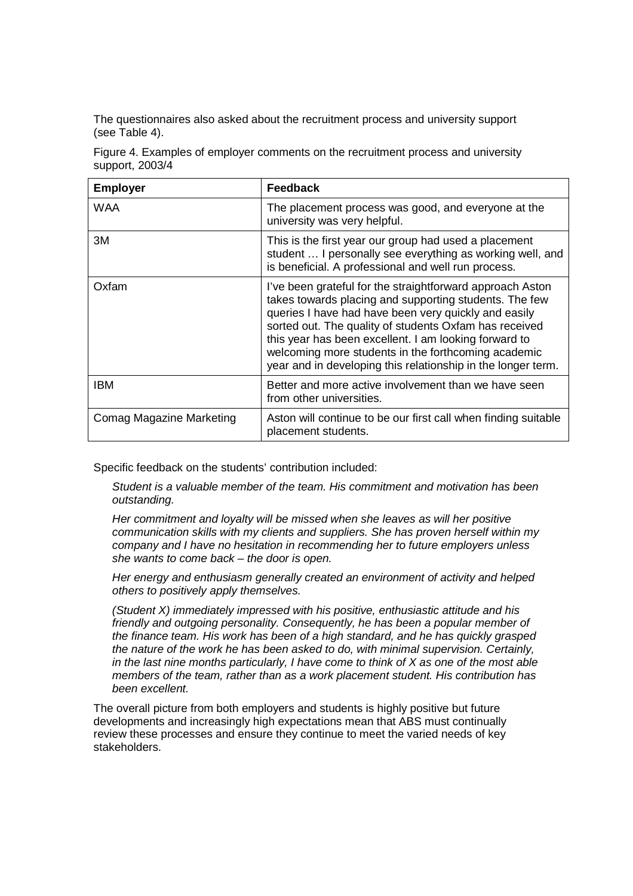The questionnaires also asked about the recruitment process and university support (see Table 4).

Figure 4. Examples of employer comments on the recruitment process and university support, 2003/4

| **Employer** | **Feedback** |
|---|---|
| WAA | The placement process was good, and everyone at the university was very helpful. |
| 3M | This is the first year our group had used a placement student … I personally see everything as working well, and is beneficial. A professional and well run process. |
| Oxfam | I've been grateful for the straightforward approach Aston takes towards placing and supporting students. The few queries I have had have been very quickly and easily sorted out. The quality of students Oxfam has received this year has been excellent. I am looking forward to welcoming more students in the forthcoming academic year and in developing this relationship in the longer term. |
| IBM | Better and more active involvement than we have seen from other universities. |
| Comag Magazine Marketing | Aston will continue to be our first call when finding suitable placement students. |

Specific feedback on the students' contribution included:

> *Student is a valuable member of the team. His commitment and motivation has been outstanding.*
>
> *Her commitment and loyalty will be missed when she leaves as will her positive communication skills with my clients and suppliers. She has proven herself within my company and I have no hesitation in recommending her to future employers unless she wants to come back – the door is open.*
>
> *Her energy and enthusiasm generally created an environment of activity and helped others to positively apply themselves.*
>
> *(Student X) immediately impressed with his positive, enthusiastic attitude and his friendly and outgoing personality. Consequently, he has been a popular member of the finance team. His work has been of a high standard, and he has quickly grasped the nature of the work he has been asked to do, with minimal supervision. Certainly, in the last nine months particularly, I have come to think of X as one of the most able members of the team, rather than as a work placement student. His contribution has been excellent.*

The overall picture from both employers and students is highly positive but future developments and increasingly high expectations mean that ABS must continually review these processes and ensure they continue to meet the varied needs of key stakeholders.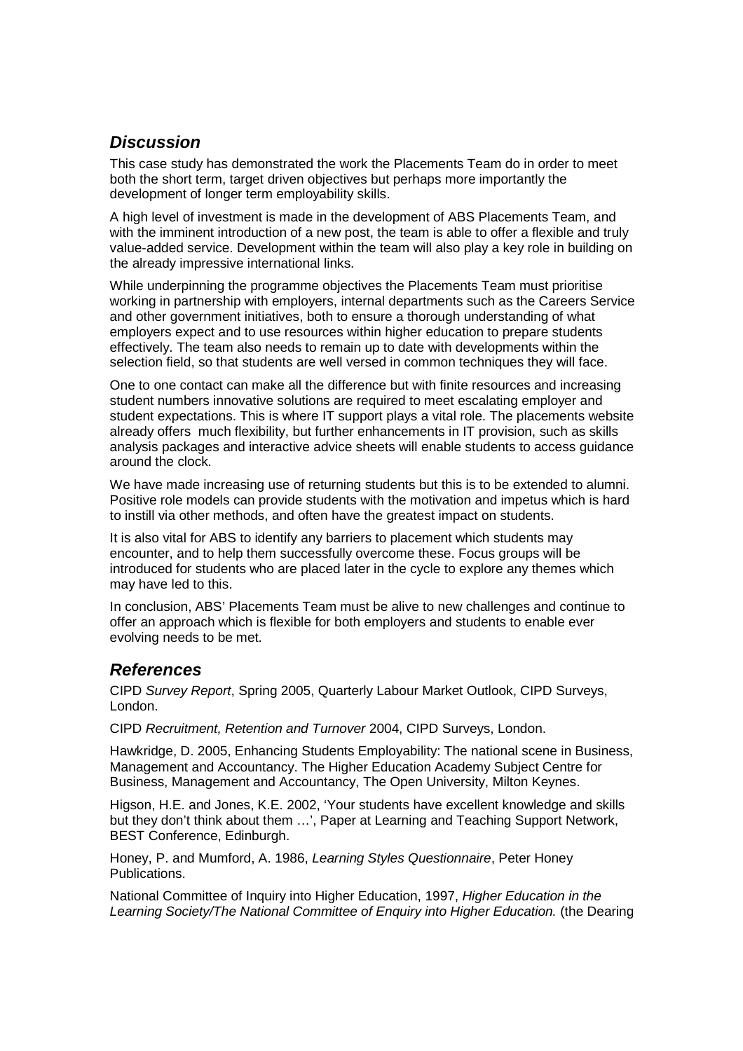## *Discussion*

This case study has demonstrated the work the Placements Team do in order to meet both the short term, target driven objectives but perhaps more importantly the development of longer term employability skills.

A high level of investment is made in the development of ABS Placements Team, and with the imminent introduction of a new post, the team is able to offer a flexible and truly value-added service. Development within the team will also play a key role in building on the already impressive international links.

While underpinning the programme objectives the Placements Team must prioritise working in partnership with employers, internal departments such as the Careers Service and other government initiatives, both to ensure a thorough understanding of what employers expect and to use resources within higher education to prepare students effectively. The team also needs to remain up to date with developments within the selection field, so that students are well versed in common techniques they will face.

One to one contact can make all the difference but with finite resources and increasing student numbers innovative solutions are required to meet escalating employer and student expectations. This is where IT support plays a vital role. The placements website already offers much flexibility, but further enhancements in IT provision, such as skills analysis packages and interactive advice sheets will enable students to access guidance around the clock.

We have made increasing use of returning students but this is to be extended to alumni. Positive role models can provide students with the motivation and impetus which is hard to instill via other methods, and often have the greatest impact on students.

It is also vital for ABS to identify any barriers to placement which students may encounter, and to help them successfully overcome these. Focus groups will be introduced for students who are placed later in the cycle to explore any themes which may have led to this.

In conclusion, ABS' Placements Team must be alive to new challenges and continue to offer an approach which is flexible for both employers and students to enable ever evolving needs to be met.

## *References*

CIPD *Survey Report*, Spring 2005, Quarterly Labour Market Outlook, CIPD Surveys, London.

CIPD *Recruitment, Retention and Turnover* 2004, CIPD Surveys, London.

Hawkridge, D. 2005, Enhancing Students Employability: The national scene in Business, Management and Accountancy. The Higher Education Academy Subject Centre for Business, Management and Accountancy, The Open University, Milton Keynes.

Higson, H.E. and Jones, K.E. 2002, 'Your students have excellent knowledge and skills but they don't think about them …', Paper at Learning and Teaching Support Network, BEST Conference, Edinburgh.

Honey, P. and Mumford, A. 1986, *Learning Styles Questionnaire*, Peter Honey Publications.

National Committee of Inquiry into Higher Education, 1997, *Higher Education in the Learning Society/The National Committee of Enquiry into Higher Education.* (the Dearing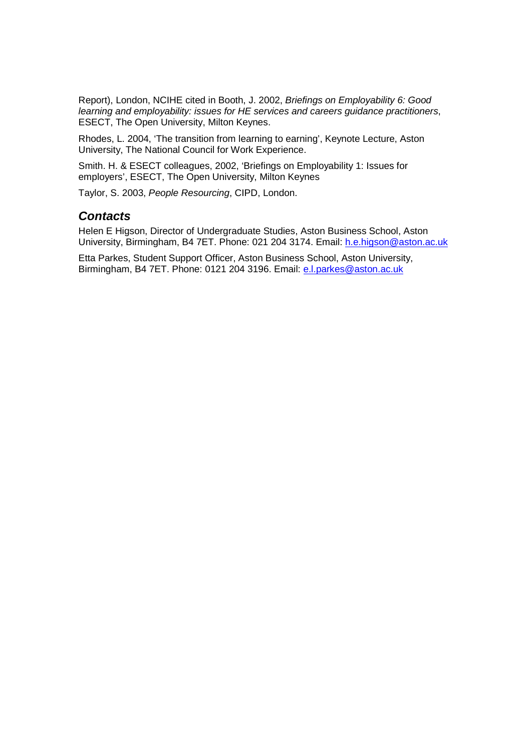Report), London, NCIHE cited in Booth, J. 2002, *Briefings on Employability 6: Good learning and employability: issues for HE services and careers guidance practitioners*, ESECT, The Open University, Milton Keynes.

Rhodes, L. 2004, 'The transition from learning to earning', Keynote Lecture, Aston University, The National Council for Work Experience.

Smith. H. & ESECT colleagues, 2002, 'Briefings on Employability 1: Issues for employers', ESECT, The Open University, Milton Keynes

Taylor, S. 2003, *People Resourcing*, CIPD, London.

## *Contacts*

Helen E Higson, Director of Undergraduate Studies, Aston Business School, Aston University, Birmingham, B4 7ET. Phone: 021 204 3174. Email: h.e.higson@aston.ac.uk

Etta Parkes, Student Support Officer, Aston Business School, Aston University, Birmingham, B4 7ET. Phone: 0121 204 3196. Email: e.l.parkes@aston.ac.uk